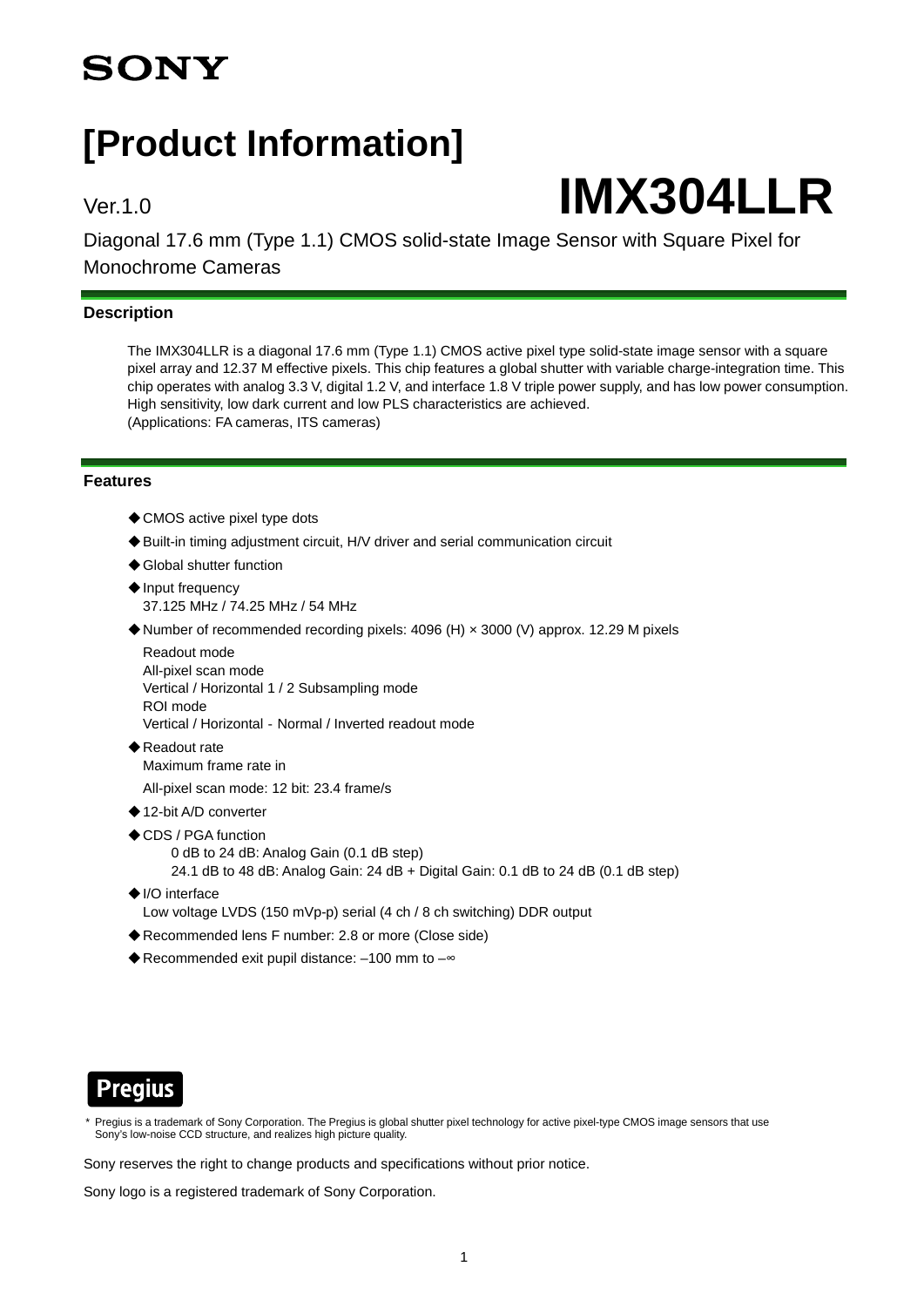SONY

# [Product Information]

Ver.1.0

# IMX304LLR

Diagonal 17.6 mm (Type 1.1) CMOS solid-state Image Sensor with Square Pixel for Monochrome Cameras

## Description

The IMX304LLR is a diagonal 17.6 mm (Type 1.1) CMOS active pixel type solid-state image sensor with a square pixel array and 12.37 M effective pixels. This chip features a global shutter with variable charge-integration time. This chip operates with analog 3.3 V, digital 1.2 V, and interface 1.8 V triple power supply, and has low power consumption. High sensitivity, low dark current and low PLS characteristics are achieved.
(Applications: FA cameras, ITS cameras)

## Features

- ◆CMOS active pixel type dots
- ◆Built-in timing adjustment circuit, H/V driver and serial communication circuit
- ◆Global shutter function
- ◆Input frequency
  37.125 MHz / 74.25 MHz / 54 MHz
- ◆Number of recommended recording pixels: 4096 (H) × 3000 (V) approx. 12.29 M pixels
  Readout mode
  All-pixel scan mode
  Vertical / Horizontal 1 / 2 Subsampling mode
  ROI mode
  Vertical / Horizontal - Normal / Inverted readout mode
- ◆Readout rate
  Maximum frame rate in
  All-pixel scan mode: 12 bit: 23.4 frame/s
- ◆12-bit A/D converter
- ◆CDS / PGA function
  0 dB to 24 dB: Analog Gain (0.1 dB step)
  24.1 dB to 48 dB: Analog Gain: 24 dB + Digital Gain: 0.1 dB to 24 dB (0.1 dB step)
- ◆I/O interface
  Low voltage LVDS (150 mVp-p) serial (4 ch / 8 ch switching) DDR output
- ◆Recommended lens F number: 2.8 or more (Close side)
- ◆Recommended exit pupil distance: –100 mm to –∞

Pregius

\* Pregius is a trademark of Sony Corporation. The Pregius is global shutter pixel technology for active pixel-type CMOS image sensors that use Sony's low-noise CCD structure, and realizes high picture quality.

Sony reserves the right to change products and specifications without prior notice.

Sony logo is a registered trademark of Sony Corporation.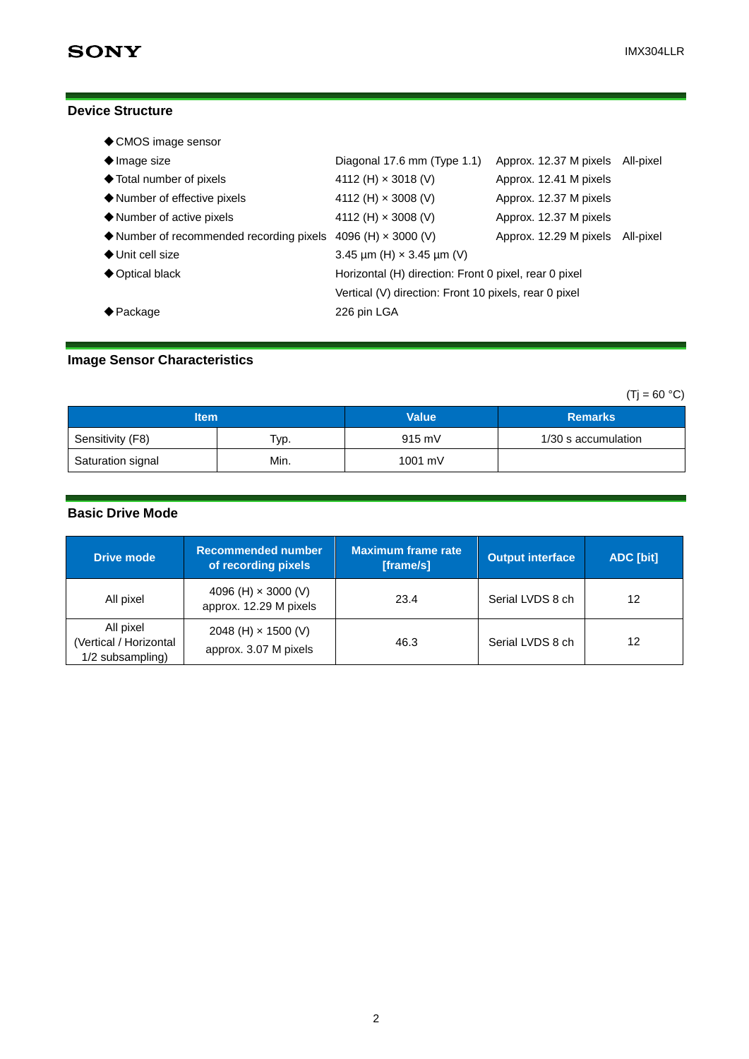## Device Structure

- CMOS image sensor

| | | | |
|---|---|---|---|
| ◆Image size | Diagonal 17.6 mm (Type 1.1) | Approx. 12.37 M pixels | All-pixel |
| ◆Total number of pixels | 4112 (H) × 3018 (V) | Approx. 12.41 M pixels | |
| ◆Number of effective pixels | 4112 (H) × 3008 (V) | Approx. 12.37 M pixels | |
| ◆Number of active pixels | 4112 (H) × 3008 (V) | Approx. 12.37 M pixels | |
| ◆Number of recommended recording pixels | 4096 (H) × 3000 (V) | Approx. 12.29 M pixels | All-pixel |
| ◆Unit cell size | 3.45 µm (H) × 3.45 µm (V) | | |
| ◆Optical black | Horizontal (H) direction: Front 0 pixel, rear 0 pixel<br>Vertical (V) direction: Front 10 pixels, rear 0 pixel | | |
| ◆Package | 226 pin LGA | | |

## Image Sensor Characteristics

(Tj = 60 °C)

| Item | | Value | Remarks |
|---|---|---|---|
| Sensitivity (F8) | Typ. | 915 mV | 1/30 s accumulation |
| Saturation signal | Min. | 1001 mV | |

## Basic Drive Mode

| Drive mode | Recommended number of recording pixels | Maximum frame rate [frame/s] | Output interface | ADC [bit] |
|---|---|---|---|---|
| All pixel | 4096 (H) × 3000 (V)<br>approx. 12.29 M pixels | 23.4 | Serial LVDS 8 ch | 12 |
| All pixel<br>(Vertical / Horizontal 1/2 subsampling) | 2048 (H) × 1500 (V)<br>approx. 3.07 M pixels | 46.3 | Serial LVDS 8 ch | 12 |